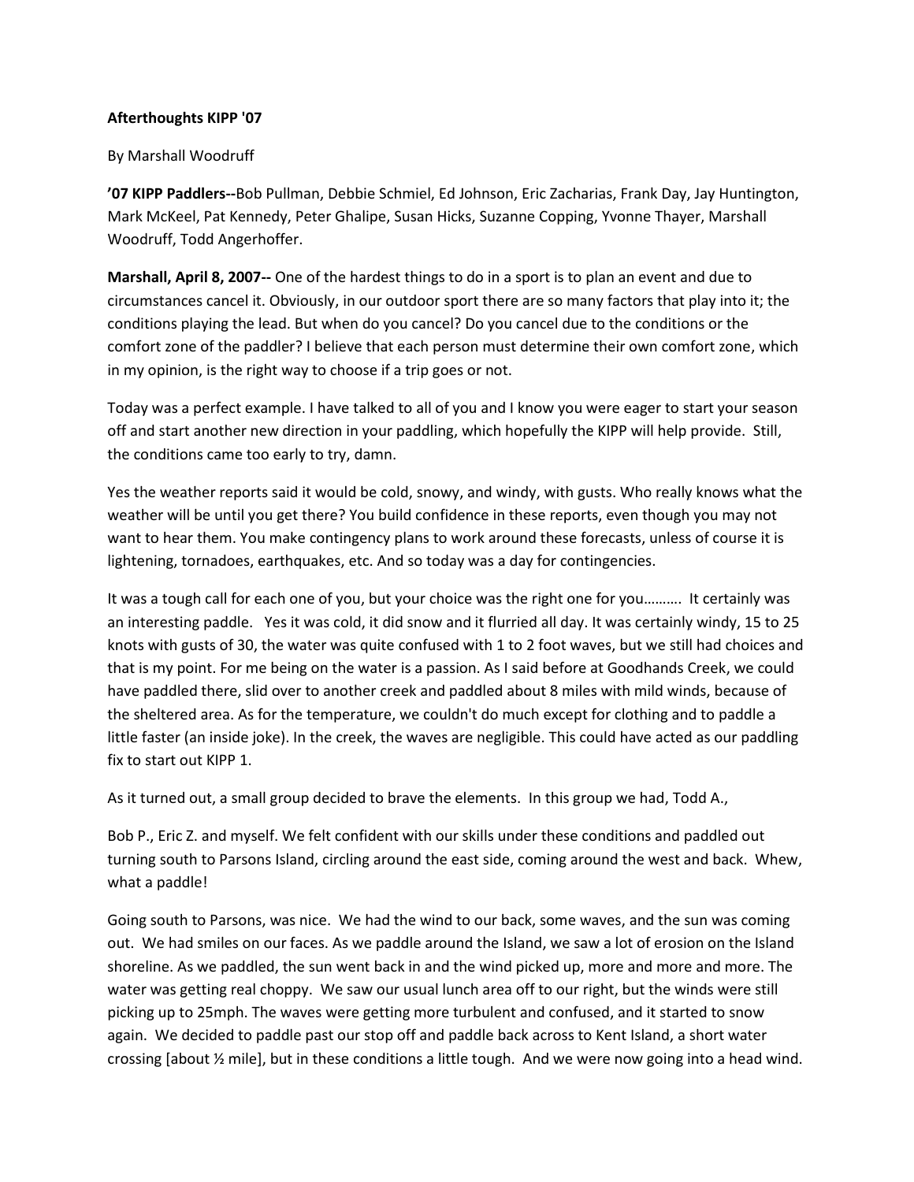**Afterthoughts KIPP '07**

By Marshall Woodruff

**'07 KIPP Paddlers--**Bob Pullman, Debbie Schmiel, Ed Johnson, Eric Zacharias, Frank Day, Jay Huntington, Mark McKeel, Pat Kennedy, Peter Ghalipe, Susan Hicks, Suzanne Copping, Yvonne Thayer, Marshall Woodruff, Todd Angerhoffer.

**Marshall, April 8, 2007--** One of the hardest things to do in a sport is to plan an event and due to circumstances cancel it. Obviously, in our outdoor sport there are so many factors that play into it; the conditions playing the lead. But when do you cancel? Do you cancel due to the conditions or the comfort zone of the paddler? I believe that each person must determine their own comfort zone, which in my opinion, is the right way to choose if a trip goes or not.

Today was a perfect example. I have talked to all of you and I know you were eager to start your season off and start another new direction in your paddling, which hopefully the KIPP will help provide. Still, the conditions came too early to try, damn.

Yes the weather reports said it would be cold, snowy, and windy, with gusts. Who really knows what the weather will be until you get there? You build confidence in these reports, even though you may not want to hear them. You make contingency plans to work around these forecasts, unless of course it is lightening, tornadoes, earthquakes, etc. And so today was a day for contingencies.

It was a tough call for each one of you, but your choice was the right one for you………. It certainly was an interesting paddle. Yes it was cold, it did snow and it flurried all day. It was certainly windy, 15 to 25 knots with gusts of 30, the water was quite confused with 1 to 2 foot waves, but we still had choices and that is my point. For me being on the water is a passion. As I said before at Goodhands Creek, we could have paddled there, slid over to another creek and paddled about 8 miles with mild winds, because of the sheltered area. As for the temperature, we couldn't do much except for clothing and to paddle a little faster (an inside joke). In the creek, the waves are negligible. This could have acted as our paddling fix to start out KIPP 1.

As it turned out, a small group decided to brave the elements. In this group we had, Todd A.,

Bob P., Eric Z. and myself. We felt confident with our skills under these conditions and paddled out turning south to Parsons Island, circling around the east side, coming around the west and back. Whew, what a paddle!

Going south to Parsons, was nice. We had the wind to our back, some waves, and the sun was coming out. We had smiles on our faces. As we paddle around the Island, we saw a lot of erosion on the Island shoreline. As we paddled, the sun went back in and the wind picked up, more and more and more. The water was getting real choppy. We saw our usual lunch area off to our right, but the winds were still picking up to 25mph. The waves were getting more turbulent and confused, and it started to snow again. We decided to paddle past our stop off and paddle back across to Kent Island, a short water crossing [about ½ mile], but in these conditions a little tough. And we were now going into a head wind.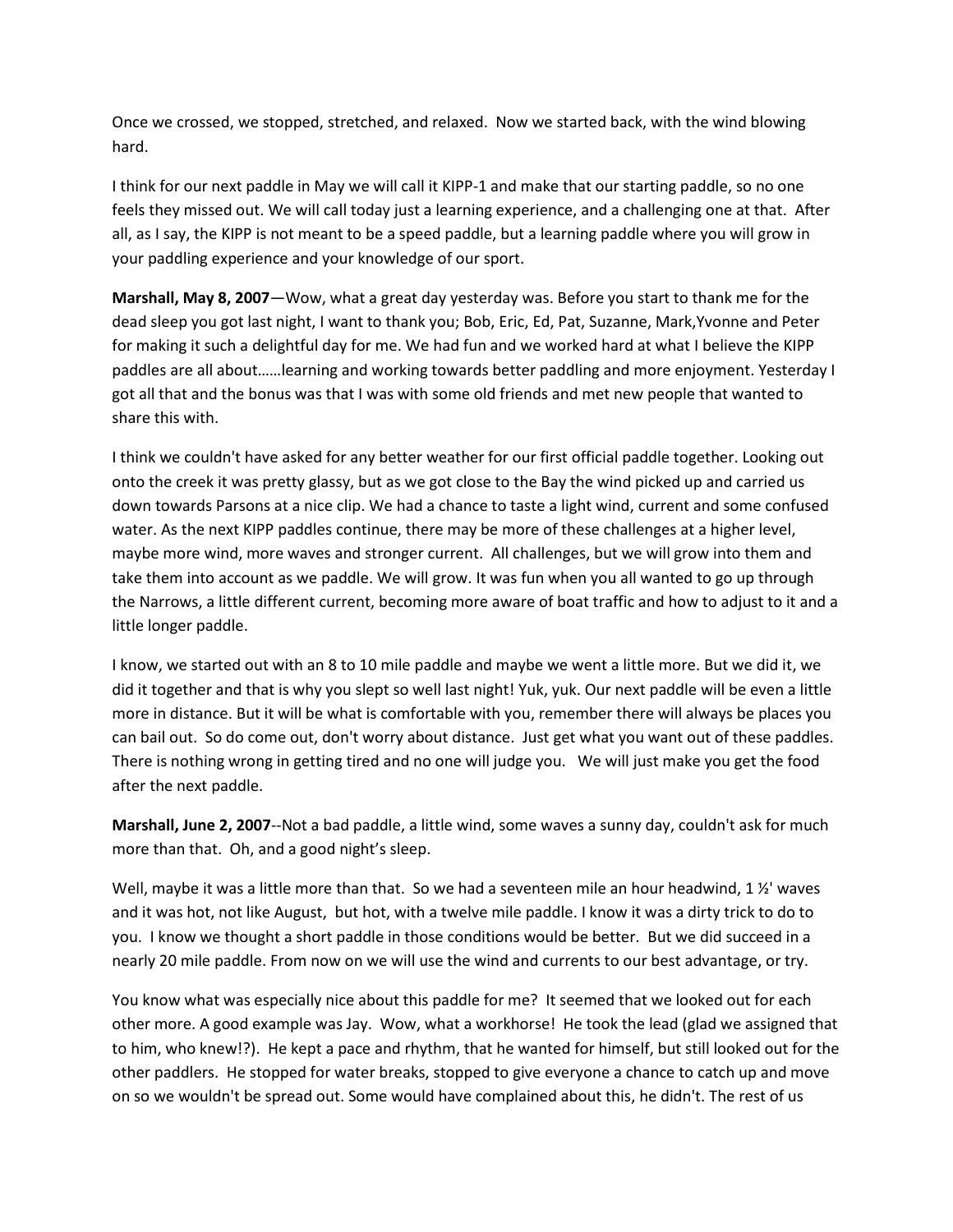Once we crossed, we stopped, stretched, and relaxed. Now we started back, with the wind blowing hard.

I think for our next paddle in May we will call it KIPP-1 and make that our starting paddle, so no one feels they missed out. We will call today just a learning experience, and a challenging one at that. After all, as I say, the KIPP is not meant to be a speed paddle, but a learning paddle where you will grow in your paddling experience and your knowledge of our sport.

**Marshall, May 8, 2007**—Wow, what a great day yesterday was. Before you start to thank me for the dead sleep you got last night, I want to thank you; Bob, Eric, Ed, Pat, Suzanne, Mark,Yvonne and Peter for making it such a delightful day for me. We had fun and we worked hard at what I believe the KIPP paddles are all about……learning and working towards better paddling and more enjoyment. Yesterday I got all that and the bonus was that I was with some old friends and met new people that wanted to share this with.

I think we couldn't have asked for any better weather for our first official paddle together. Looking out onto the creek it was pretty glassy, but as we got close to the Bay the wind picked up and carried us down towards Parsons at a nice clip. We had a chance to taste a light wind, current and some confused water. As the next KIPP paddles continue, there may be more of these challenges at a higher level, maybe more wind, more waves and stronger current. All challenges, but we will grow into them and take them into account as we paddle. We will grow. It was fun when you all wanted to go up through the Narrows, a little different current, becoming more aware of boat traffic and how to adjust to it and a little longer paddle.

I know, we started out with an 8 to 10 mile paddle and maybe we went a little more. But we did it, we did it together and that is why you slept so well last night! Yuk, yuk. Our next paddle will be even a little more in distance. But it will be what is comfortable with you, remember there will always be places you can bail out. So do come out, don't worry about distance. Just get what you want out of these paddles. There is nothing wrong in getting tired and no one will judge you. We will just make you get the food after the next paddle.

**Marshall, June 2, 2007**--Not a bad paddle, a little wind, some waves a sunny day, couldn't ask for much more than that. Oh, and a good night's sleep.

Well, maybe it was a little more than that. So we had a seventeen mile an hour headwind, 1 ½' waves and it was hot, not like August, but hot, with a twelve mile paddle. I know it was a dirty trick to do to you. I know we thought a short paddle in those conditions would be better. But we did succeed in a nearly 20 mile paddle. From now on we will use the wind and currents to our best advantage, or try.

You know what was especially nice about this paddle for me? It seemed that we looked out for each other more. A good example was Jay. Wow, what a workhorse! He took the lead (glad we assigned that to him, who knew!?). He kept a pace and rhythm, that he wanted for himself, but still looked out for the other paddlers. He stopped for water breaks, stopped to give everyone a chance to catch up and move on so we wouldn't be spread out. Some would have complained about this, he didn't. The rest of us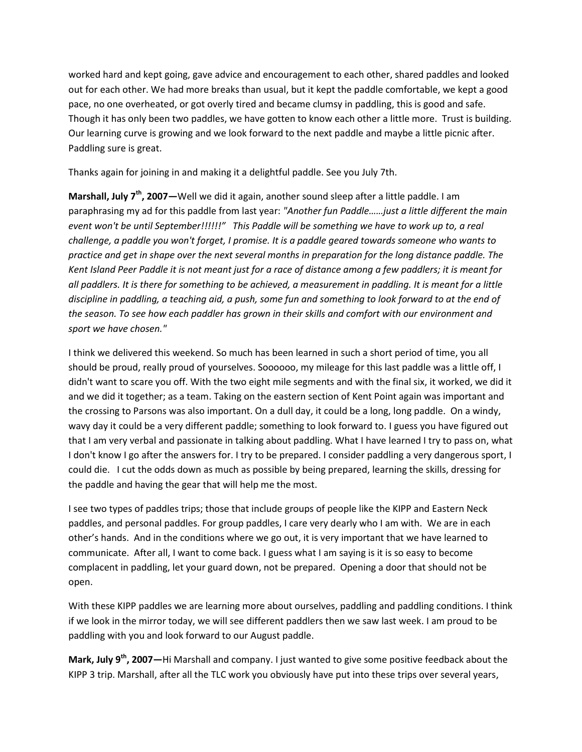worked hard and kept going, gave advice and encouragement to each other, shared paddles and looked out for each other. We had more breaks than usual, but it kept the paddle comfortable, we kept a good pace, no one overheated, or got overly tired and became clumsy in paddling, this is good and safe. Though it has only been two paddles, we have gotten to know each other a little more. Trust is building. Our learning curve is growing and we look forward to the next paddle and maybe a little picnic after. Paddling sure is great.

Thanks again for joining in and making it a delightful paddle. See you July 7th.

**Marshall, July 7th, 2007—**Well we did it again, another sound sleep after a little paddle. I am paraphrasing my ad for this paddle from last year: *"Another fun Paddle……just a little different the main event won't be until September!!!!!!"  This Paddle will be something we have to work up to, a real challenge, a paddle you won't forget, I promise. It is a paddle geared towards someone who wants to practice and get in shape over the next several months in preparation for the long distance paddle. The Kent Island Peer Paddle it is not meant just for a race of distance among a few paddlers; it is meant for all paddlers. It is there for something to be achieved, a measurement in paddling. It is meant for a little discipline in paddling, a teaching aid, a push, some fun and something to look forward to at the end of the season. To see how each paddler has grown in their skills and comfort with our environment and sport we have chosen."*

I think we delivered this weekend. So much has been learned in such a short period of time, you all should be proud, really proud of yourselves. Soooooo, my mileage for this last paddle was a little off, I didn't want to scare you off. With the two eight mile segments and with the final six, it worked, we did it and we did it together; as a team. Taking on the eastern section of Kent Point again was important and the crossing to Parsons was also important. On a dull day, it could be a long, long paddle. On a windy, wavy day it could be a very different paddle; something to look forward to. I guess you have figured out that I am very verbal and passionate in talking about paddling. What I have learned I try to pass on, what I don't know I go after the answers for. I try to be prepared. I consider paddling a very dangerous sport, I could die. I cut the odds down as much as possible by being prepared, learning the skills, dressing for the paddle and having the gear that will help me the most.

I see two types of paddles trips; those that include groups of people like the KIPP and Eastern Neck paddles, and personal paddles. For group paddles, I care very dearly who I am with. We are in each other's hands. And in the conditions where we go out, it is very important that we have learned to communicate. After all, I want to come back. I guess what I am saying is it is so easy to become complacent in paddling, let your guard down, not be prepared. Opening a door that should not be open.

With these KIPP paddles we are learning more about ourselves, paddling and paddling conditions. I think if we look in the mirror today, we will see different paddlers then we saw last week. I am proud to be paddling with you and look forward to our August paddle.

**Mark, July 9th, 2007—**Hi Marshall and company. I just wanted to give some positive feedback about the KIPP 3 trip. Marshall, after all the TLC work you obviously have put into these trips over several years,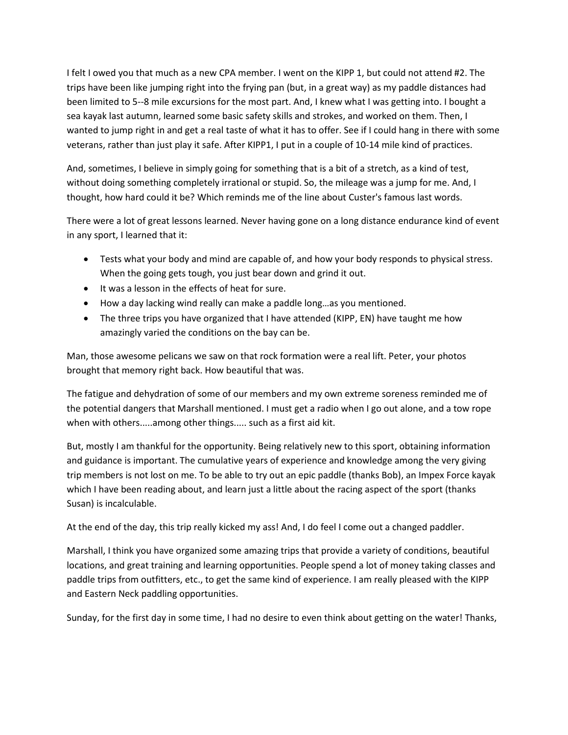I felt I owed you that much as a new CPA member. I went on the KIPP 1, but could not attend #2. The trips have been like jumping right into the frying pan (but, in a great way) as my paddle distances had been limited to 5--8 mile excursions for the most part. And, I knew what I was getting into. I bought a sea kayak last autumn, learned some basic safety skills and strokes, and worked on them. Then, I wanted to jump right in and get a real taste of what it has to offer. See if I could hang in there with some veterans, rather than just play it safe. After KIPP1, I put in a couple of 10-14 mile kind of practices.

And, sometimes, I believe in simply going for something that is a bit of a stretch, as a kind of test, without doing something completely irrational or stupid. So, the mileage was a jump for me. And, I thought, how hard could it be? Which reminds me of the line about Custer's famous last words.

There were a lot of great lessons learned. Never having gone on a long distance endurance kind of event in any sport, I learned that it:

- Tests what your body and mind are capable of, and how your body responds to physical stress. When the going gets tough, you just bear down and grind it out.
- It was a lesson in the effects of heat for sure.
- How a day lacking wind really can make a paddle long…as you mentioned.
- The three trips you have organized that I have attended (KIPP, EN) have taught me how amazingly varied the conditions on the bay can be.

Man, those awesome pelicans we saw on that rock formation were a real lift. Peter, your photos brought that memory right back. How beautiful that was.

The fatigue and dehydration of some of our members and my own extreme soreness reminded me of the potential dangers that Marshall mentioned. I must get a radio when I go out alone, and a tow rope when with others.....among other things..... such as a first aid kit.

But, mostly I am thankful for the opportunity. Being relatively new to this sport, obtaining information and guidance is important. The cumulative years of experience and knowledge among the very giving trip members is not lost on me. To be able to try out an epic paddle (thanks Bob), an Impex Force kayak which I have been reading about, and learn just a little about the racing aspect of the sport (thanks Susan) is incalculable.

At the end of the day, this trip really kicked my ass! And, I do feel I come out a changed paddler.

Marshall, I think you have organized some amazing trips that provide a variety of conditions, beautiful locations, and great training and learning opportunities. People spend a lot of money taking classes and paddle trips from outfitters, etc., to get the same kind of experience. I am really pleased with the KIPP and Eastern Neck paddling opportunities.

Sunday, for the first day in some time, I had no desire to even think about getting on the water! Thanks,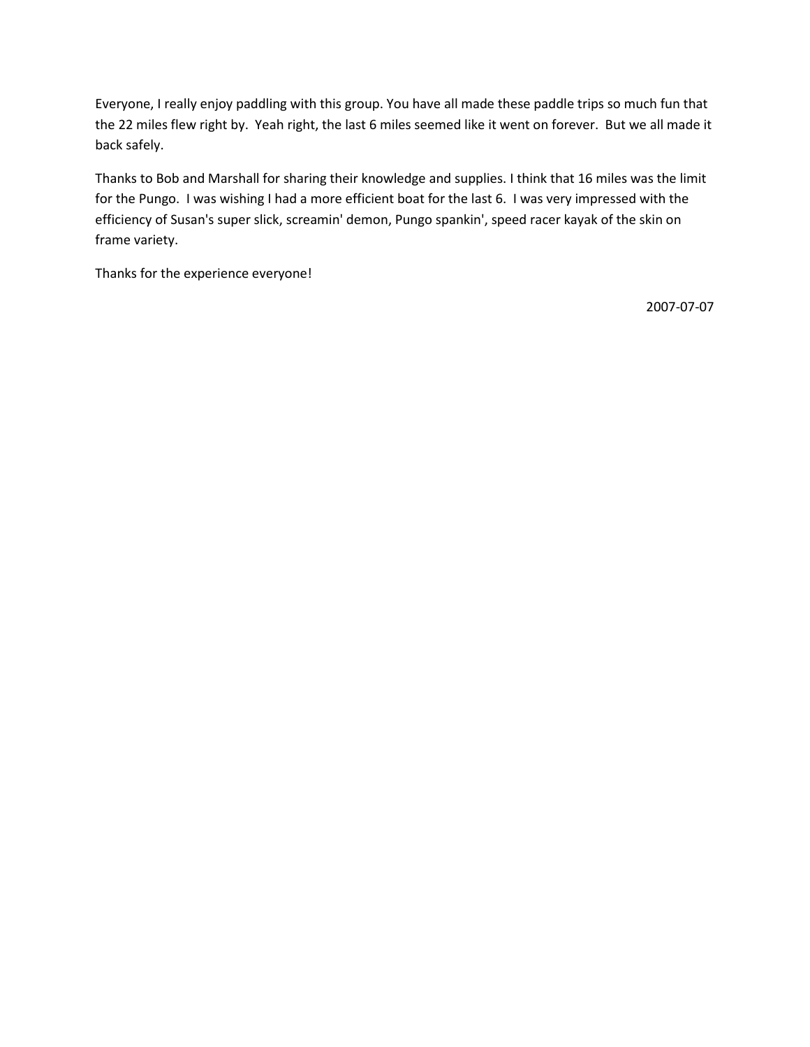Everyone, I really enjoy paddling with this group. You have all made these paddle trips so much fun that the 22 miles flew right by. Yeah right, the last 6 miles seemed like it went on forever. But we all made it back safely.

Thanks to Bob and Marshall for sharing their knowledge and supplies. I think that 16 miles was the limit for the Pungo. I was wishing I had a more efficient boat for the last 6. I was very impressed with the efficiency of Susan's super slick, screamin' demon, Pungo spankin', speed racer kayak of the skin on frame variety.

Thanks for the experience everyone!

2007-07-07